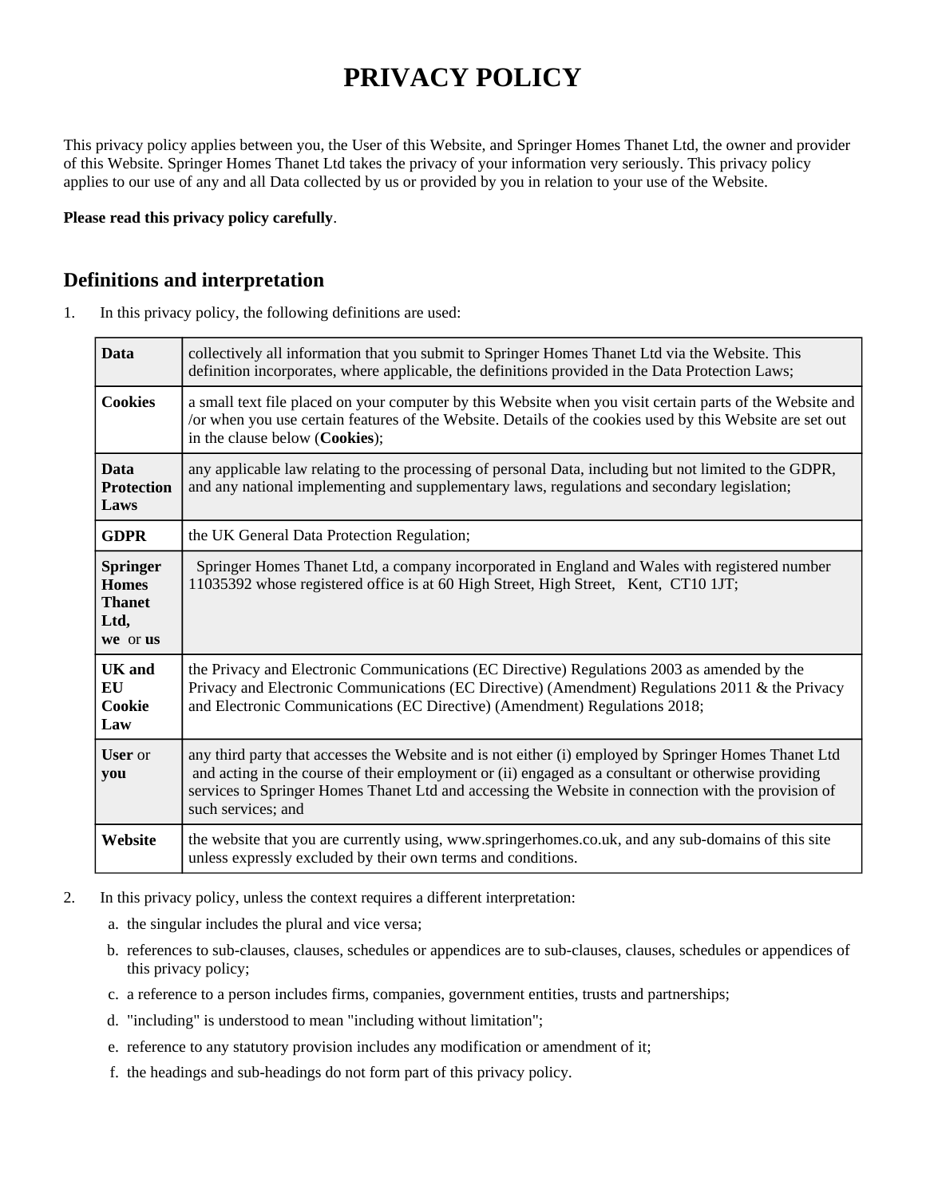# PRIVACY POLICY

This privacy policy applies between you, the User of this Website, and Springer Homes Thanet Ltd, the owner and provider of this Website. Springer Homes Thanet Ltd takes the privacy of your information very seriously. This privacy policy applies to our use of any and all Data collected by us or provided by you in relation to your use of the Website.

**Please read this privacy policy carefully**.

## Definitions and interpretation

1. In this privacy policy, the following definitions are used:

| | |
|---|---|
| **Data** | collectively all information that you submit to Springer Homes Thanet Ltd via the Website. This definition incorporates, where applicable, the definitions provided in the Data Protection Laws; |
| **Cookies** | a small text file placed on your computer by this Website when you visit certain parts of the Website and /or when you use certain features of the Website. Details of the cookies used by this Website are set out in the clause below (**Cookies**); |
| **Data Protection Laws** | any applicable law relating to the processing of personal Data, including but not limited to the GDPR, and any national implementing and supplementary laws, regulations and secondary legislation; |
| **GDPR** | the UK General Data Protection Regulation; |
| **Springer Homes Thanet Ltd, we** or **us** | Springer Homes Thanet Ltd, a company incorporated in England and Wales with registered number 11035392 whose registered office is at 60 High Street, High Street, Kent, CT10 1JT; |
| **UK and EU Cookie Law** | the Privacy and Electronic Communications (EC Directive) Regulations 2003 as amended by the Privacy and Electronic Communications (EC Directive) (Amendment) Regulations 2011 & the Privacy and Electronic Communications (EC Directive) (Amendment) Regulations 2018; |
| **User** or **you** | any third party that accesses the Website and is not either (i) employed by Springer Homes Thanet Ltd and acting in the course of their employment or (ii) engaged as a consultant or otherwise providing services to Springer Homes Thanet Ltd and accessing the Website in connection with the provision of such services; and |
| **Website** | the website that you are currently using, www.springerhomes.co.uk, and any sub-domains of this site unless expressly excluded by their own terms and conditions. |

2. In this privacy policy, unless the context requires a different interpretation:
   a. the singular includes the plural and vice versa;
   b. references to sub-clauses, clauses, schedules or appendices are to sub-clauses, clauses, schedules or appendices of this privacy policy;
   c. a reference to a person includes firms, companies, government entities, trusts and partnerships;
   d. "including" is understood to mean "including without limitation";
   e. reference to any statutory provision includes any modification or amendment of it;
   f. the headings and sub-headings do not form part of this privacy policy.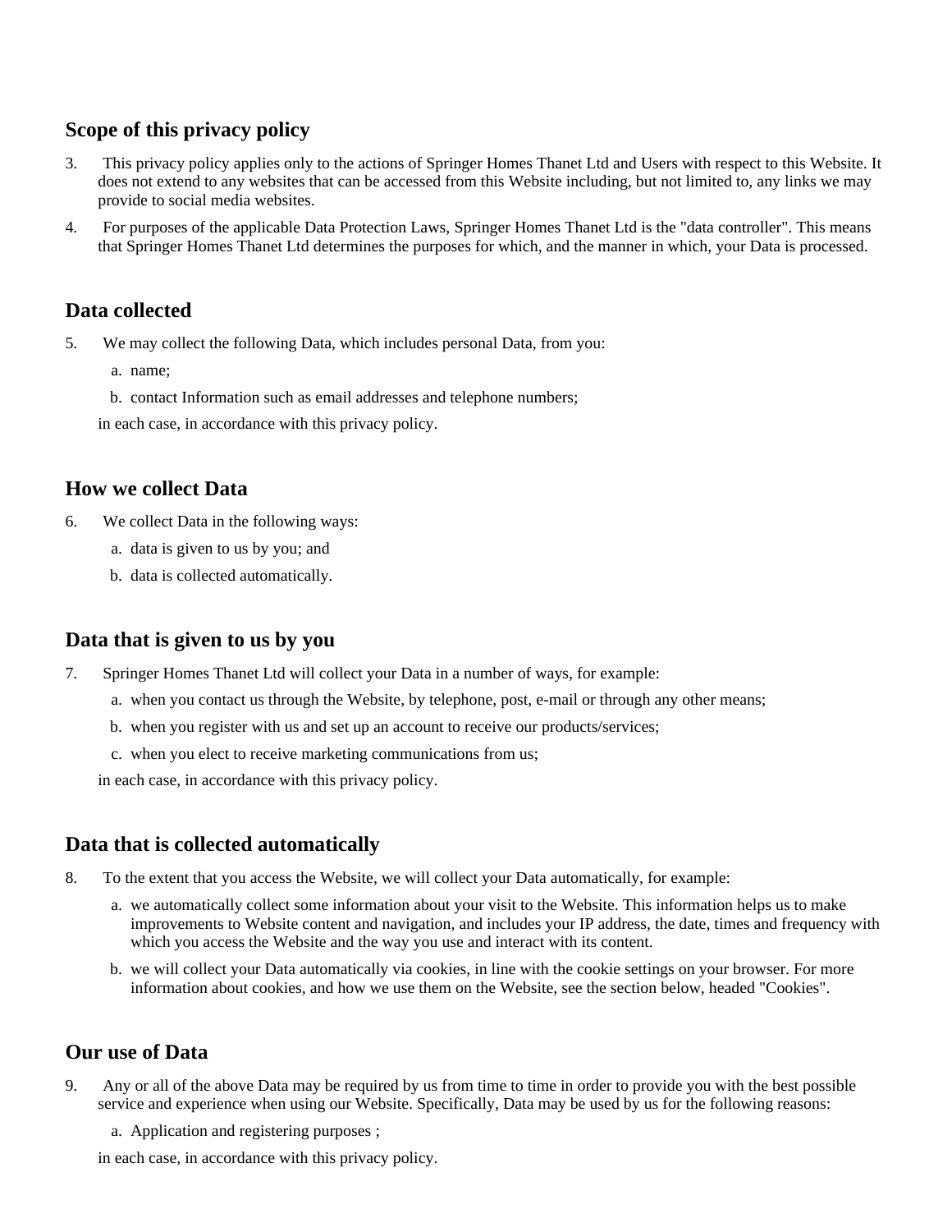## Scope of this privacy policy

3. This privacy policy applies only to the actions of Springer Homes Thanet Ltd and Users with respect to this Website. It does not extend to any websites that can be accessed from this Website including, but not limited to, any links we may provide to social media websites.
4. For purposes of the applicable Data Protection Laws, Springer Homes Thanet Ltd is the "data controller". This means that Springer Homes Thanet Ltd determines the purposes for which, and the manner in which, your Data is processed.

## Data collected

5. We may collect the following Data, which includes personal Data, from you:
   a. name;
   b. contact Information such as email addresses and telephone numbers;

   in each case, in accordance with this privacy policy.

## How we collect Data

6. We collect Data in the following ways:
   a. data is given to us by you; and
   b. data is collected automatically.

## Data that is given to us by you

7. Springer Homes Thanet Ltd will collect your Data in a number of ways, for example:
   a. when you contact us through the Website, by telephone, post, e-mail or through any other means;
   b. when you register with us and set up an account to receive our products/services;
   c. when you elect to receive marketing communications from us;

   in each case, in accordance with this privacy policy.

## Data that is collected automatically

8. To the extent that you access the Website, we will collect your Data automatically, for example:
   a. we automatically collect some information about your visit to the Website. This information helps us to make improvements to Website content and navigation, and includes your IP address, the date, times and frequency with which you access the Website and the way you use and interact with its content.
   b. we will collect your Data automatically via cookies, in line with the cookie settings on your browser. For more information about cookies, and how we use them on the Website, see the section below, headed "Cookies".

## Our use of Data

9. Any or all of the above Data may be required by us from time to time in order to provide you with the best possible service and experience when using our Website. Specifically, Data may be used by us for the following reasons:
   a. Application and registering purposes ;

   in each case, in accordance with this privacy policy.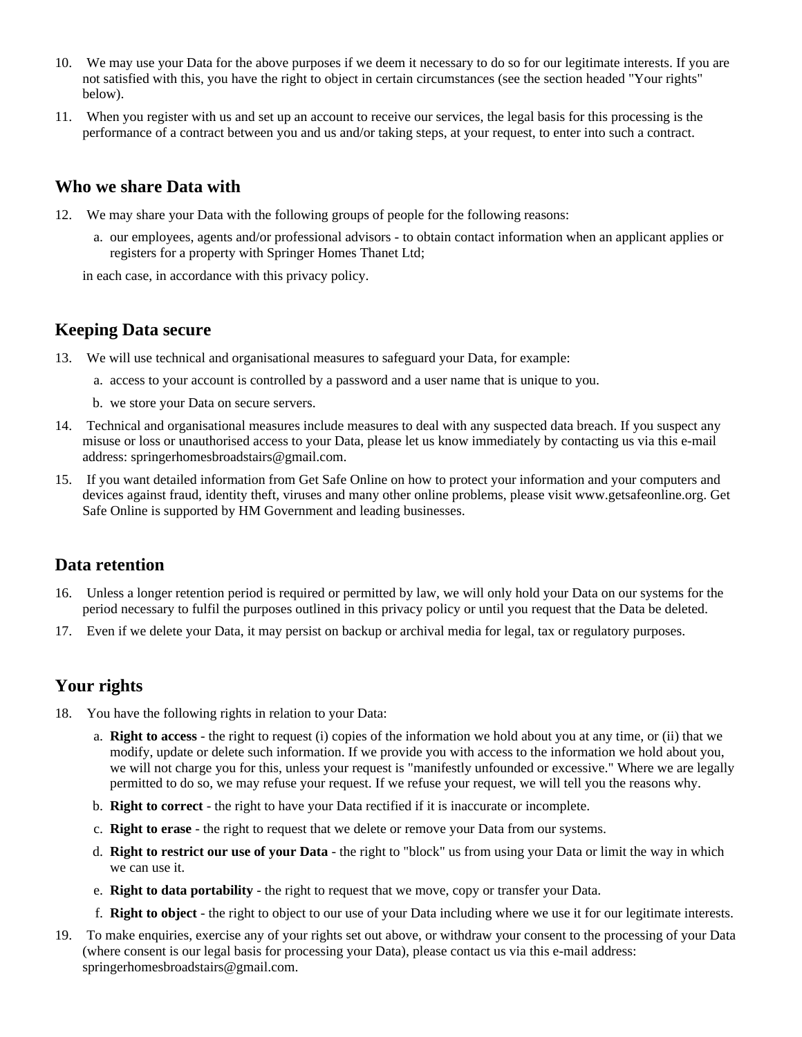10. We may use your Data for the above purposes if we deem it necessary to do so for our legitimate interests. If you are not satisfied with this, you have the right to object in certain circumstances (see the section headed "Your rights" below).
11. When you register with us and set up an account to receive our services, the legal basis for this processing is the performance of a contract between you and us and/or taking steps, at your request, to enter into such a contract.

## Who we share Data with

12. We may share your Data with the following groups of people for the following reasons:
    a. our employees, agents and/or professional advisors - to obtain contact information when an applicant applies or registers for a property with Springer Homes Thanet Ltd;

    in each case, in accordance with this privacy policy.

## Keeping Data secure

13. We will use technical and organisational measures to safeguard your Data, for example:
    a. access to your account is controlled by a password and a user name that is unique to you.
    b. we store your Data on secure servers.
14. Technical and organisational measures include measures to deal with any suspected data breach. If you suspect any misuse or loss or unauthorised access to your Data, please let us know immediately by contacting us via this e-mail address: springerhomesbroadstairs@gmail.com.
15. If you want detailed information from Get Safe Online on how to protect your information and your computers and devices against fraud, identity theft, viruses and many other online problems, please visit www.getsafeonline.org. Get Safe Online is supported by HM Government and leading businesses.

## Data retention

16. Unless a longer retention period is required or permitted by law, we will only hold your Data on our systems for the period necessary to fulfil the purposes outlined in this privacy policy or until you request that the Data be deleted.
17. Even if we delete your Data, it may persist on backup or archival media for legal, tax or regulatory purposes.

## Your rights

18. You have the following rights in relation to your Data:
    a. **Right to access** - the right to request (i) copies of the information we hold about you at any time, or (ii) that we modify, update or delete such information. If we provide you with access to the information we hold about you, we will not charge you for this, unless your request is "manifestly unfounded or excessive." Where we are legally permitted to do so, we may refuse your request. If we refuse your request, we will tell you the reasons why.
    b. **Right to correct** - the right to have your Data rectified if it is inaccurate or incomplete.
    c. **Right to erase** - the right to request that we delete or remove your Data from our systems.
    d. **Right to restrict our use of your Data** - the right to "block" us from using your Data or limit the way in which we can use it.
    e. **Right to data portability** - the right to request that we move, copy or transfer your Data.
    f. **Right to object** - the right to object to our use of your Data including where we use it for our legitimate interests.
19. To make enquiries, exercise any of your rights set out above, or withdraw your consent to the processing of your Data (where consent is our legal basis for processing your Data), please contact us via this e-mail address: springerhomesbroadstairs@gmail.com.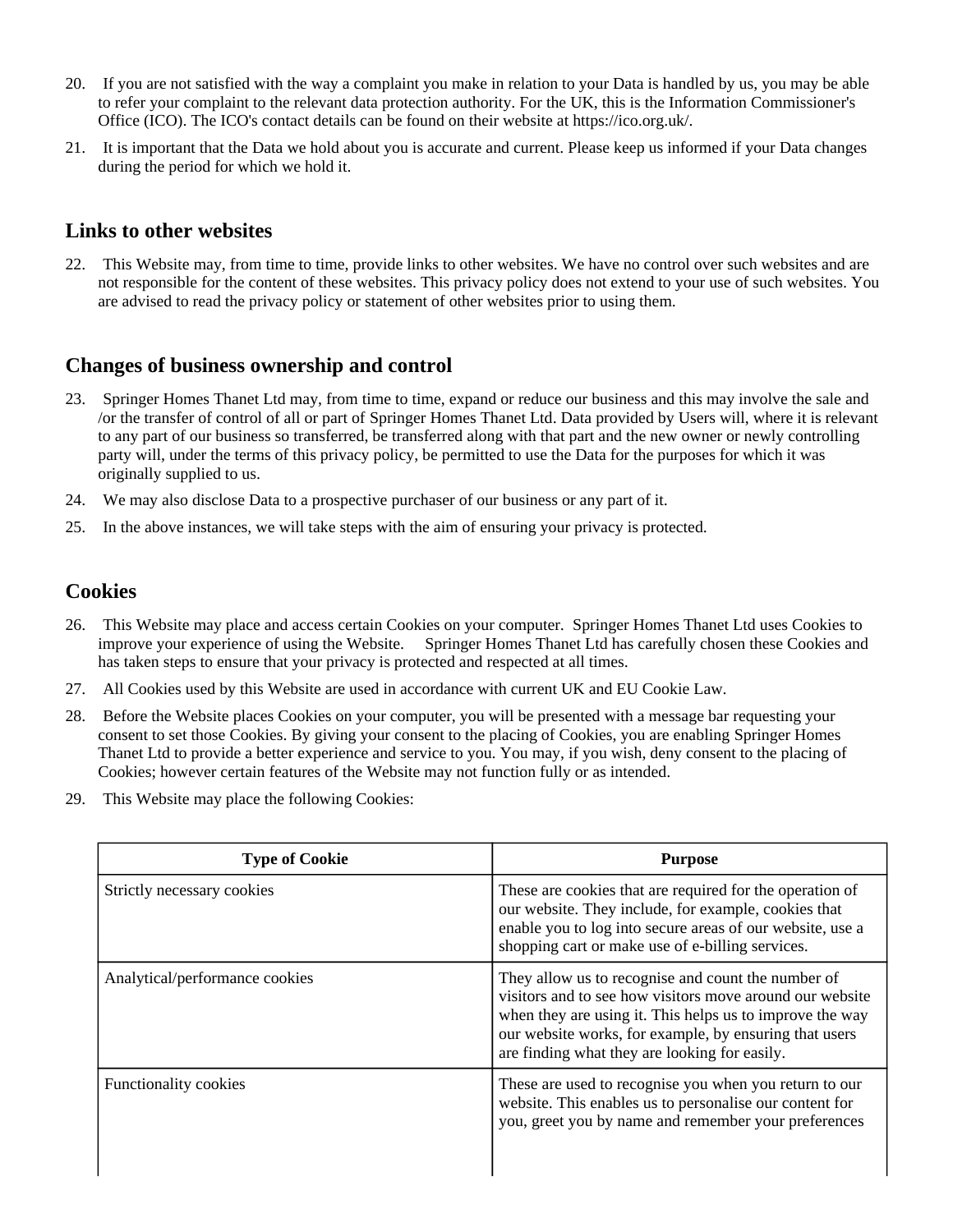20. If you are not satisfied with the way a complaint you make in relation to your Data is handled by us, you may be able to refer your complaint to the relevant data protection authority. For the UK, this is the Information Commissioner's Office (ICO). The ICO's contact details can be found on their website at https://ico.org.uk/.

21. It is important that the Data we hold about you is accurate and current. Please keep us informed if your Data changes during the period for which we hold it.

## Links to other websites

22. This Website may, from time to time, provide links to other websites. We have no control over such websites and are not responsible for the content of these websites. This privacy policy does not extend to your use of such websites. You are advised to read the privacy policy or statement of other websites prior to using them.

## Changes of business ownership and control

23. Springer Homes Thanet Ltd may, from time to time, expand or reduce our business and this may involve the sale and /or the transfer of control of all or part of Springer Homes Thanet Ltd. Data provided by Users will, where it is relevant to any part of our business so transferred, be transferred along with that part and the new owner or newly controlling party will, under the terms of this privacy policy, be permitted to use the Data for the purposes for which it was originally supplied to us.

24. We may also disclose Data to a prospective purchaser of our business or any part of it.

25. In the above instances, we will take steps with the aim of ensuring your privacy is protected.

## Cookies

26. This Website may place and access certain Cookies on your computer. Springer Homes Thanet Ltd uses Cookies to improve your experience of using the Website. Springer Homes Thanet Ltd has carefully chosen these Cookies and has taken steps to ensure that your privacy is protected and respected at all times.

27. All Cookies used by this Website are used in accordance with current UK and EU Cookie Law.

28. Before the Website places Cookies on your computer, you will be presented with a message bar requesting your consent to set those Cookies. By giving your consent to the placing of Cookies, you are enabling Springer Homes Thanet Ltd to provide a better experience and service to you. You may, if you wish, deny consent to the placing of Cookies; however certain features of the Website may not function fully or as intended.

29. This Website may place the following Cookies:

| Type of Cookie | Purpose |
|---|---|
| Strictly necessary cookies | These are cookies that are required for the operation of our website. They include, for example, cookies that enable you to log into secure areas of our website, use a shopping cart or make use of e-billing services. |
| Analytical/performance cookies | They allow us to recognise and count the number of visitors and to see how visitors move around our website when they are using it. This helps us to improve the way our website works, for example, by ensuring that users are finding what they are looking for easily. |
| Functionality cookies | These are used to recognise you when you return to our website. This enables us to personalise our content for you, greet you by name and remember your preferences |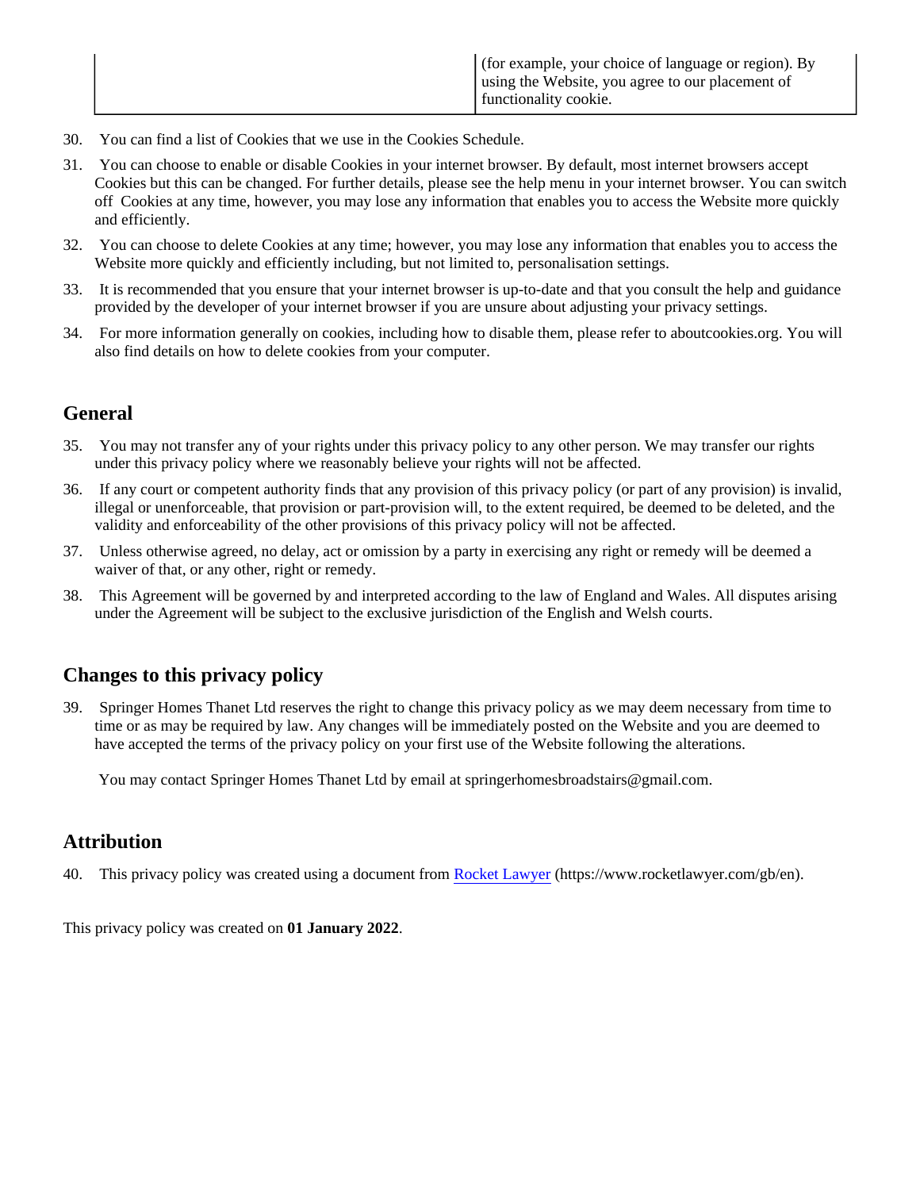| | (for example, your choice of language or region). By using the Website, you agree to our placement of functionality cookie. |
|---|---|

30. You can find a list of Cookies that we use in the Cookies Schedule.
31. You can choose to enable or disable Cookies in your internet browser. By default, most internet browsers accept Cookies but this can be changed. For further details, please see the help menu in your internet browser. You can switch off Cookies at any time, however, you may lose any information that enables you to access the Website more quickly and efficiently.
32. You can choose to delete Cookies at any time; however, you may lose any information that enables you to access the Website more quickly and efficiently including, but not limited to, personalisation settings.
33. It is recommended that you ensure that your internet browser is up-to-date and that you consult the help and guidance provided by the developer of your internet browser if you are unsure about adjusting your privacy settings.
34. For more information generally on cookies, including how to disable them, please refer to aboutcookies.org. You will also find details on how to delete cookies from your computer.

## General

35. You may not transfer any of your rights under this privacy policy to any other person. We may transfer our rights under this privacy policy where we reasonably believe your rights will not be affected.
36. If any court or competent authority finds that any provision of this privacy policy (or part of any provision) is invalid, illegal or unenforceable, that provision or part-provision will, to the extent required, be deemed to be deleted, and the validity and enforceability of the other provisions of this privacy policy will not be affected.
37. Unless otherwise agreed, no delay, act or omission by a party in exercising any right or remedy will be deemed a waiver of that, or any other, right or remedy.
38. This Agreement will be governed by and interpreted according to the law of England and Wales. All disputes arising under the Agreement will be subject to the exclusive jurisdiction of the English and Welsh courts.

## Changes to this privacy policy

39. Springer Homes Thanet Ltd reserves the right to change this privacy policy as we may deem necessary from time to time or as may be required by law. Any changes will be immediately posted on the Website and you are deemed to have accepted the terms of the privacy policy on your first use of the Website following the alterations.

    You may contact Springer Homes Thanet Ltd by email at springerhomesbroadstairs@gmail.com.

## Attribution

40. This privacy policy was created using a document from Rocket Lawyer (https://www.rocketlawyer.com/gb/en).

This privacy policy was created on **01 January 2022**.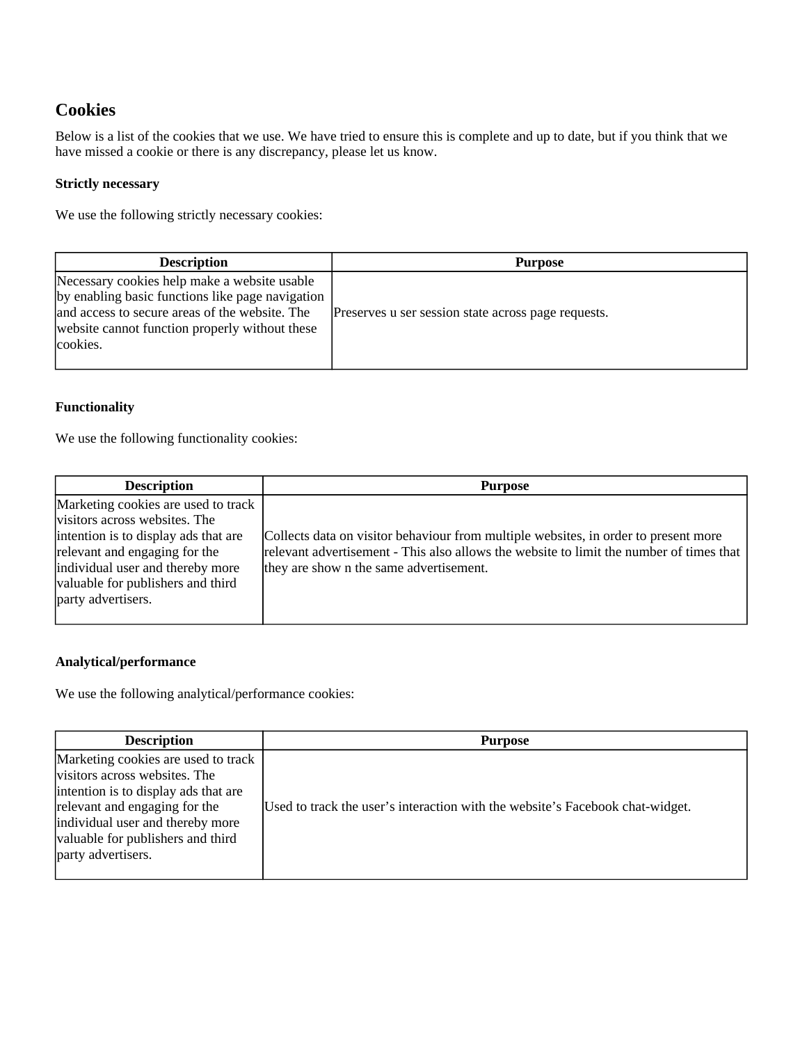## Cookies

Below is a list of the cookies that we use. We have tried to ensure this is complete and up to date, but if you think that we have missed a cookie or there is any discrepancy, please let us know.

**Strictly necessary**

We use the following strictly necessary cookies:

| Description | Purpose |
|---|---|
| Necessary cookies help make a website usable by enabling basic functions like page navigation and access to secure areas of the website. The website cannot function properly without these cookies. | Preserves u ser session state across page requests. |

**Functionality**

We use the following functionality cookies:

| Description | Purpose |
|---|---|
| Marketing cookies are used to track visitors across websites. The intention is to display ads that are relevant and engaging for the individual user and thereby more valuable for publishers and third party advertisers. | Collects data on visitor behaviour from multiple websites, in order to present more relevant advertisement - This also allows the website to limit the number of times that they are show n the same advertisement. |

**Analytical/performance**

We use the following analytical/performance cookies:

| Description | Purpose |
|---|---|
| Marketing cookies are used to track visitors across websites. The intention is to display ads that are relevant and engaging for the individual user and thereby more valuable for publishers and third party advertisers. | Used to track the user's interaction with the website's Facebook chat-widget. |